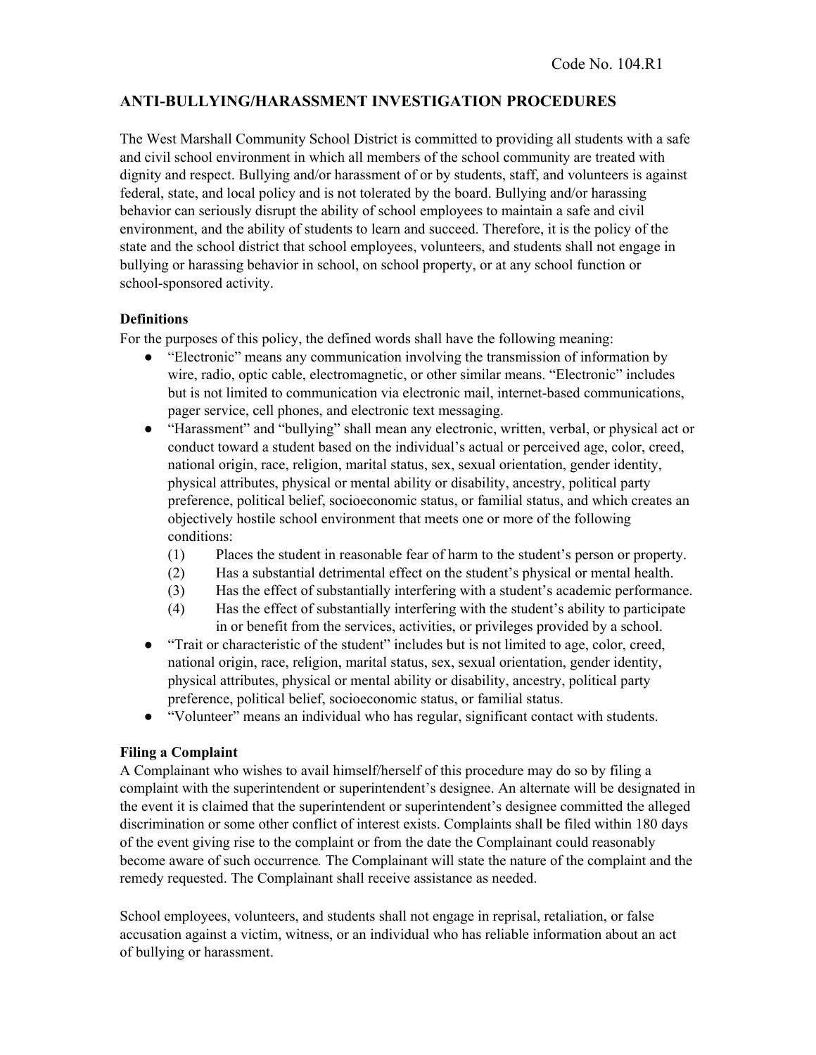Code No. 104.R1

# ANTI-BULLYING/HARASSMENT INVESTIGATION PROCEDURES

The West Marshall Community School District is committed to providing all students with a safe and civil school environment in which all members of the school community are treated with dignity and respect. Bullying and/or harassment of or by students, staff, and volunteers is against federal, state, and local policy and is not tolerated by the board. Bullying and/or harassing behavior can seriously disrupt the ability of school employees to maintain a safe and civil environment, and the ability of students to learn and succeed. Therefore, it is the policy of the state and the school district that school employees, volunteers, and students shall not engage in bullying or harassing behavior in school, on school property, or at any school function or school-sponsored activity.

**Definitions**

For the purposes of this policy, the defined words shall have the following meaning:

- "Electronic" means any communication involving the transmission of information by wire, radio, optic cable, electromagnetic, or other similar means. "Electronic" includes but is not limited to communication via electronic mail, internet-based communications, pager service, cell phones, and electronic text messaging.
- "Harassment" and "bullying" shall mean any electronic, written, verbal, or physical act or conduct toward a student based on the individual's actual or perceived age, color, creed, national origin, race, religion, marital status, sex, sexual orientation, gender identity, physical attributes, physical or mental ability or disability, ancestry, political party preference, political belief, socioeconomic status, or familial status, and which creates an objectively hostile school environment that meets one or more of the following conditions:
  - (1) Places the student in reasonable fear of harm to the student's person or property.
  - (2) Has a substantial detrimental effect on the student's physical or mental health.
  - (3) Has the effect of substantially interfering with a student's academic performance.
  - (4) Has the effect of substantially interfering with the student's ability to participate in or benefit from the services, activities, or privileges provided by a school.
- "Trait or characteristic of the student" includes but is not limited to age, color, creed, national origin, race, religion, marital status, sex, sexual orientation, gender identity, physical attributes, physical or mental ability or disability, ancestry, political party preference, political belief, socioeconomic status, or familial status.
- "Volunteer" means an individual who has regular, significant contact with students.

**Filing a Complaint**

A Complainant who wishes to avail himself/herself of this procedure may do so by filing a complaint with the superintendent or superintendent's designee. An alternate will be designated in the event it is claimed that the superintendent or superintendent's designee committed the alleged discrimination or some other conflict of interest exists. Complaints shall be filed within 180 days of the event giving rise to the complaint or from the date the Complainant could reasonably become aware of such occurrence*.* The Complainant will state the nature of the complaint and the remedy requested. The Complainant shall receive assistance as needed.

School employees, volunteers, and students shall not engage in reprisal, retaliation, or false accusation against a victim, witness, or an individual who has reliable information about an act of bullying or harassment.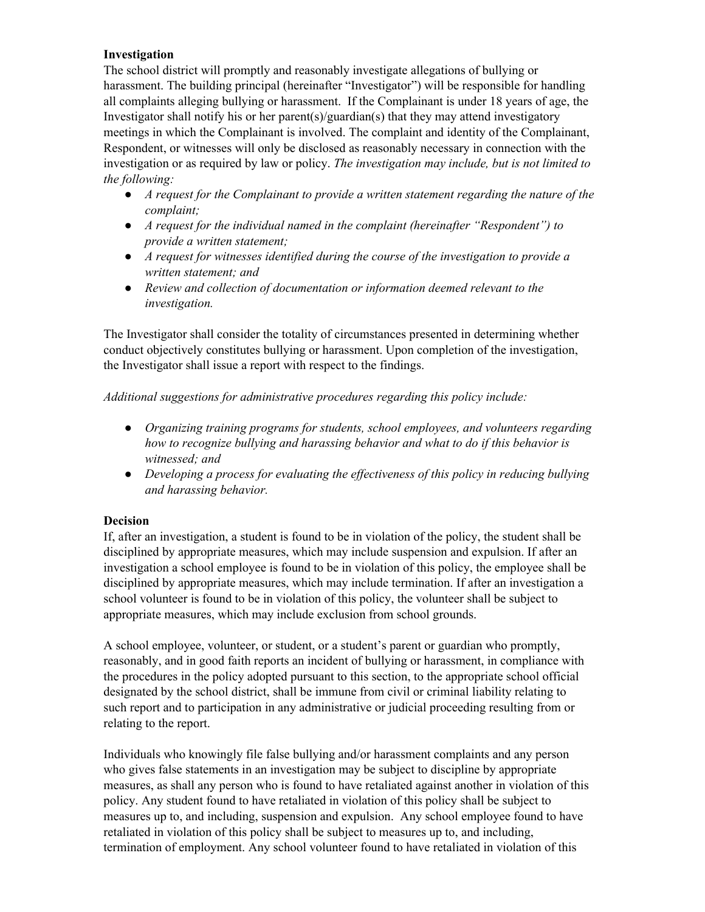**Investigation**

The school district will promptly and reasonably investigate allegations of bullying or harassment. The building principal (hereinafter "Investigator") will be responsible for handling all complaints alleging bullying or harassment. If the Complainant is under 18 years of age, the Investigator shall notify his or her parent(s)/guardian(s) that they may attend investigatory meetings in which the Complainant is involved. The complaint and identity of the Complainant, Respondent, or witnesses will only be disclosed as reasonably necessary in connection with the investigation or as required by law or policy. *The investigation may include, but is not limited to the following:*

- *A request for the Complainant to provide a written statement regarding the nature of the complaint;*
- *A request for the individual named in the complaint (hereinafter "Respondent") to provide a written statement;*
- *A request for witnesses identified during the course of the investigation to provide a written statement; and*
- *Review and collection of documentation or information deemed relevant to the investigation.*

The Investigator shall consider the totality of circumstances presented in determining whether conduct objectively constitutes bullying or harassment. Upon completion of the investigation, the Investigator shall issue a report with respect to the findings.

*Additional suggestions for administrative procedures regarding this policy include:*

- *Organizing training programs for students, school employees, and volunteers regarding how to recognize bullying and harassing behavior and what to do if this behavior is witnessed; and*
- *Developing a process for evaluating the effectiveness of this policy in reducing bullying and harassing behavior.*

**Decision**

If, after an investigation, a student is found to be in violation of the policy, the student shall be disciplined by appropriate measures, which may include suspension and expulsion. If after an investigation a school employee is found to be in violation of this policy, the employee shall be disciplined by appropriate measures, which may include termination. If after an investigation a school volunteer is found to be in violation of this policy, the volunteer shall be subject to appropriate measures, which may include exclusion from school grounds.

A school employee, volunteer, or student, or a student's parent or guardian who promptly, reasonably, and in good faith reports an incident of bullying or harassment, in compliance with the procedures in the policy adopted pursuant to this section, to the appropriate school official designated by the school district, shall be immune from civil or criminal liability relating to such report and to participation in any administrative or judicial proceeding resulting from or relating to the report.

Individuals who knowingly file false bullying and/or harassment complaints and any person who gives false statements in an investigation may be subject to discipline by appropriate measures, as shall any person who is found to have retaliated against another in violation of this policy. Any student found to have retaliated in violation of this policy shall be subject to measures up to, and including, suspension and expulsion. Any school employee found to have retaliated in violation of this policy shall be subject to measures up to, and including, termination of employment. Any school volunteer found to have retaliated in violation of this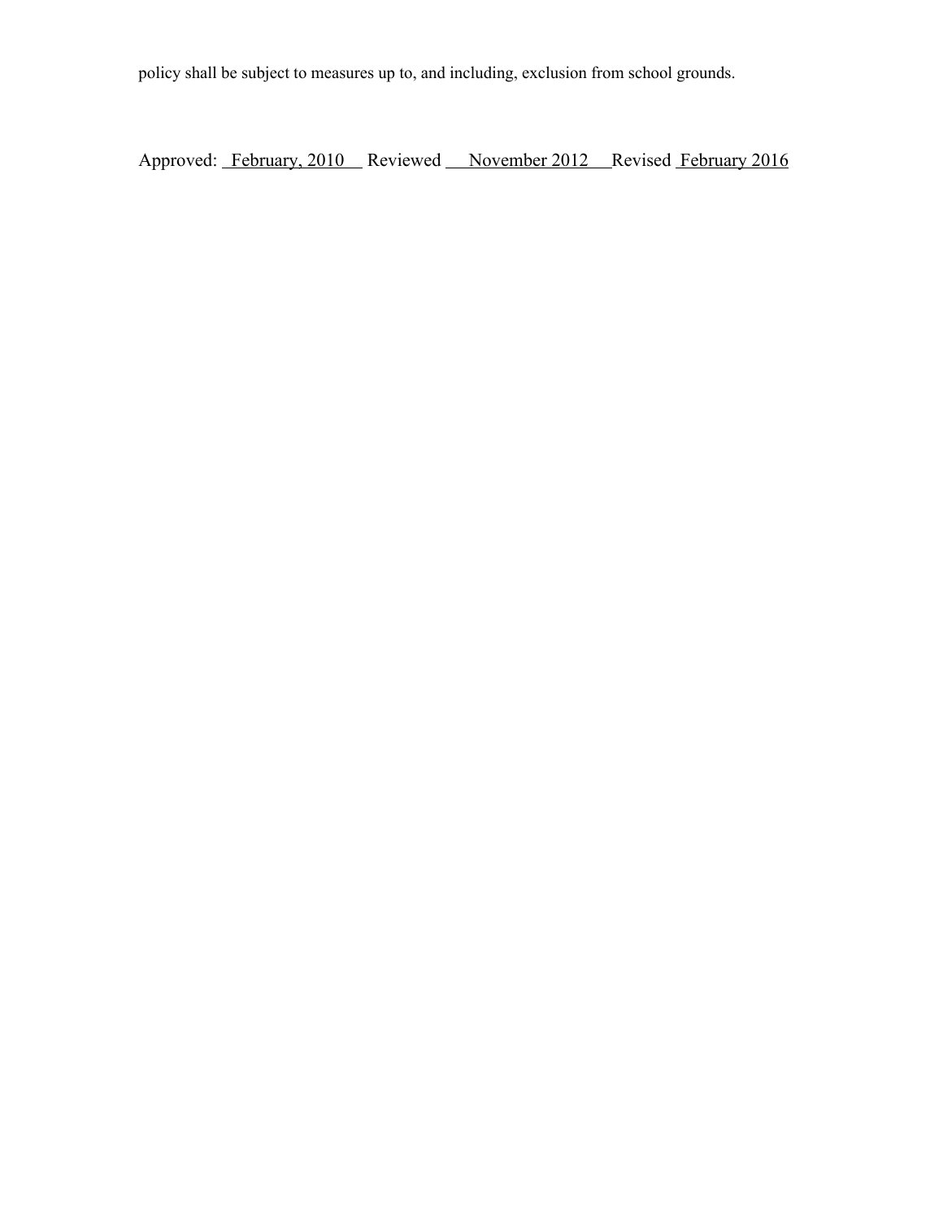policy shall be subject to measures up to, and including, exclusion from school grounds.

Approved: February, 2010 Reviewed November 2012 Revised February 2016